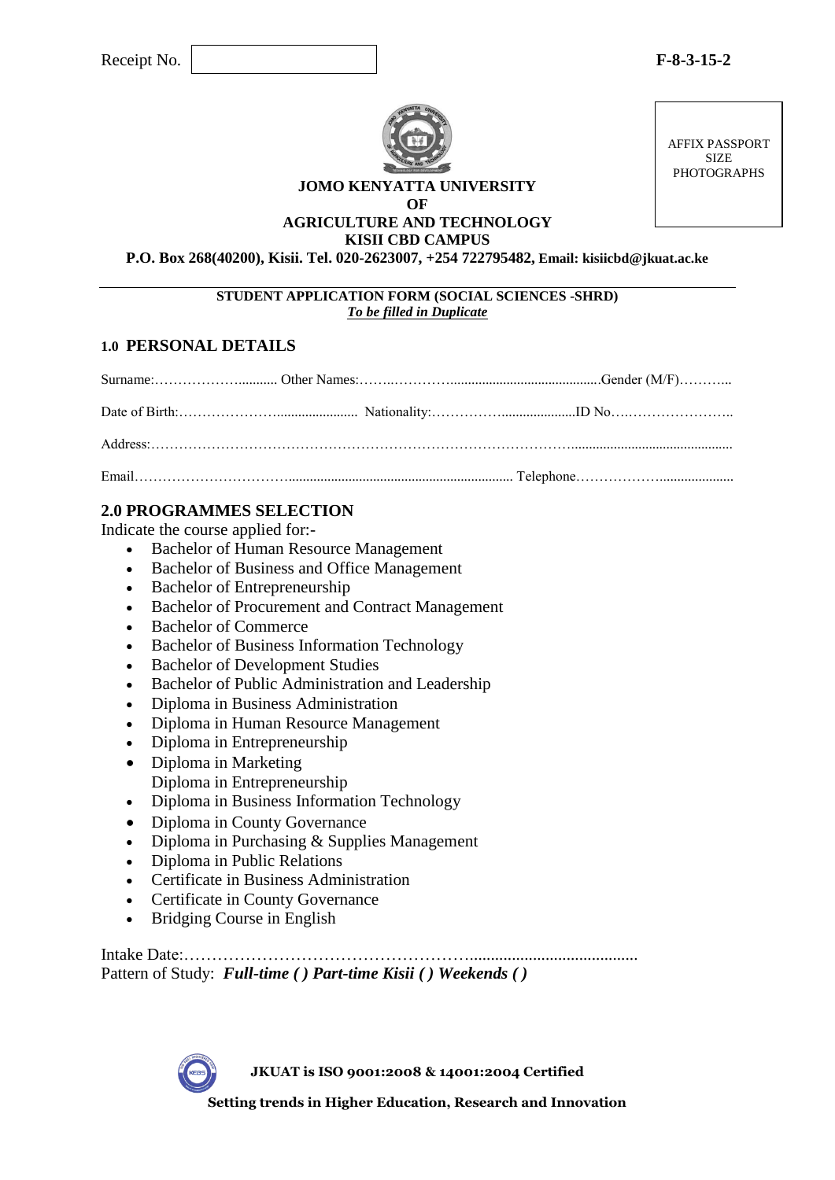Receipt No. F-8-3-15-2

AFFIX PASSPORT SIZE PHOTOGRAPHS

**JOMO KENYATTA UNIVERSITY**
**OF**
**AGRICULTURE AND TECHNOLOGY**
**KISII CBD CAMPUS**

**P.O. Box 268(40200), Kisii. Tel. 020-2623007, +254 722795482, Email: kisiicbd@jkuat.ac.ke**

---

**STUDENT APPLICATION FORM (SOCIAL SCIENCES -SHRD)**
***To be filled in Duplicate***

## 1.0 PERSONAL DETAILS

Surname:……………….......... Other Names:……..…………..........................................Gender (M/F)………..

Date of Birth:…………………...................... Nationality:……………......................ID No….…………………..

Address:……………………………………………………………………………..............................................

Email……………………………................................................................. Telephone………………....................

## 2.0 PROGRAMMES SELECTION

Indicate the course applied for:-

- Bachelor of Human Resource Management
- Bachelor of Business and Office Management
- Bachelor of Entrepreneurship
- Bachelor of Procurement and Contract Management
- Bachelor of Commerce
- Bachelor of Business Information Technology
- Bachelor of Development Studies
- Bachelor of Public Administration and Leadership
- Diploma in Business Administration
- Diploma in Human Resource Management
- Diploma in Entrepreneurship
- Diploma in Marketing
  Diploma in Entrepreneurship
- Diploma in Business Information Technology
- Diploma in County Governance
- Diploma in Purchasing & Supplies Management
- Diploma in Public Relations
- Certificate in Business Administration
- Certificate in County Governance
- Bridging Course in English

Intake Date:…………………………………………….........................................

Pattern of Study: ***Full-time ( ) Part-time Kisii ( ) Weekends ( )***

**JKUAT is ISO 9001:2008 & 14001:2004 Certified**

**Setting trends in Higher Education, Research and Innovation**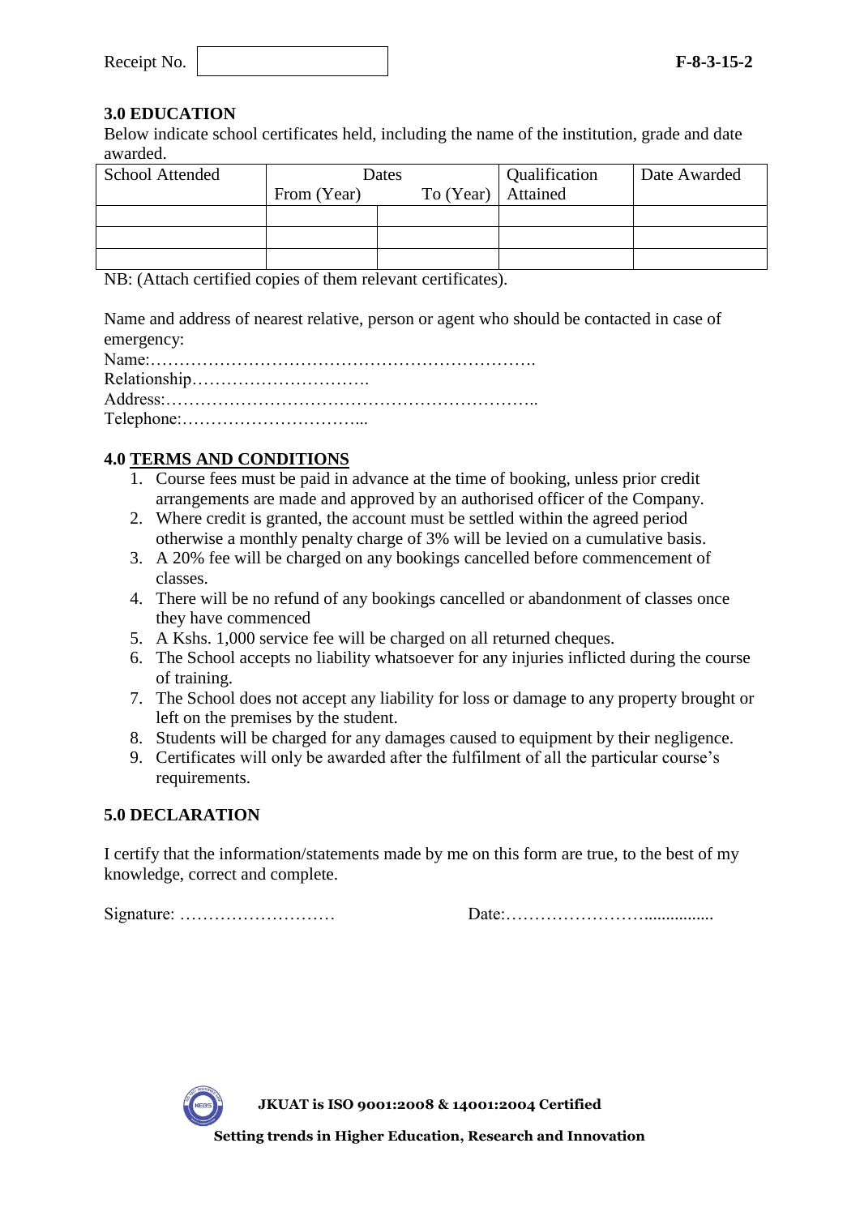Receipt No. | | F-8-3-15-2

### 3.0 EDUCATION

Below indicate school certificates held, including the name of the institution, grade and date awarded.

| School Attended | Dates | | Qualification Attained | Date Awarded |
|---|---|---|---|---|
| | From (Year) | To (Year) | | |
| | | | | |
| | | | | |
| | | | | |

NB: (Attach certified copies of them relevant certificates).

Name and address of nearest relative, person or agent who should be contacted in case of emergency:

Name:…………………………………………………………….

Relationship………………………….

Address:………………………………………………………..

Telephone:…………………………...

### 4.0 TERMS AND CONDITIONS

1. Course fees must be paid in advance at the time of booking, unless prior credit arrangements are made and approved by an authorised officer of the Company.
2. Where credit is granted, the account must be settled within the agreed period otherwise a monthly penalty charge of 3% will be levied on a cumulative basis.
3. A 20% fee will be charged on any bookings cancelled before commencement of classes.
4. There will be no refund of any bookings cancelled or abandonment of classes once they have commenced
5. A Kshs. 1,000 service fee will be charged on all returned cheques.
6. The School accepts no liability whatsoever for any injuries inflicted during the course of training.
7. The School does not accept any liability for loss or damage to any property brought or left on the premises by the student.
8. Students will be charged for any damages caused to equipment by their negligence.
9. Certificates will only be awarded after the fulfilment of all the particular course's requirements.

### 5.0 DECLARATION

I certify that the information/statements made by me on this form are true, to the best of my knowledge, correct and complete.

Signature: ……………………… Date:…………………….................

**JKUAT is ISO 9001:2008 & 14001:2004 Certified**

**Setting trends in Higher Education, Research and Innovation**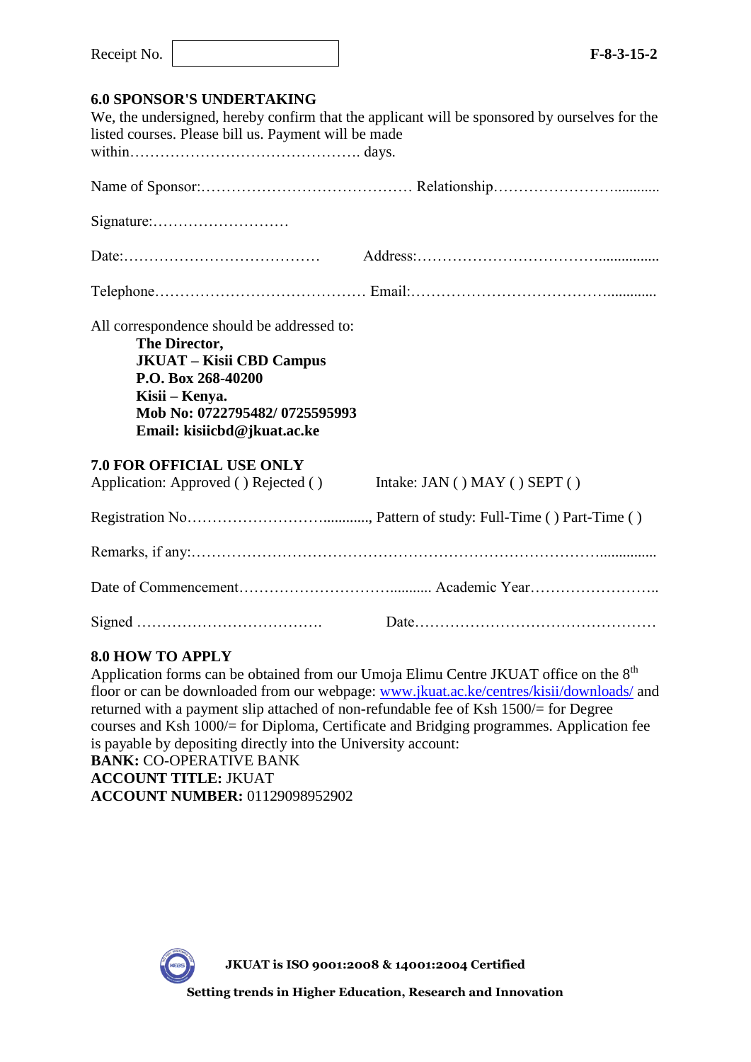Receipt No. [ ] **F-8-3-15-2**

## 6.0 SPONSOR'S UNDERTAKING

We, the undersigned, hereby confirm that the applicant will be sponsored by ourselves for the listed courses. Please bill us. Payment will be made within………………………………………. days.

Name of Sponsor:…………………………………… Relationship……………………............

Signature:………………………

Date:………………………………… Address:……………………………….................

Telephone…………………………………… Email:………………………………….............

All correspondence should be addressed to:

> **The Director,**
> **JKUAT – Kisii CBD Campus**
> **P.O. Box 268-40200**
> **Kisii – Kenya.**
> **Mob No: 0722795482/ 0725595993**
> **Email: kisiicbd@jkuat.ac.ke**

## 7.0 FOR OFFICIAL USE ONLY

Application: Approved ( ) Rejected ( ) Intake: JAN ( ) MAY ( ) SEPT ( )

Registration No……………………............, Pattern of study: Full-Time ( ) Part-Time ( )

Remarks, if any:…………………………………………………………………...............

Date of Commencement…………………………........... Academic Year……………………..

Signed ………………………………. Date…………………………………………

## 8.0 HOW TO APPLY

Application forms can be obtained from our Umoja Elimu Centre JKUAT office on the 8th floor or can be downloaded from our webpage: [www.jkuat.ac.ke/centres/kisii/downloads/](www.jkuat.ac.ke/centres/kisii/downloads/) and returned with a payment slip attached of non-refundable fee of Ksh 1500/= for Degree courses and Ksh 1000/= for Diploma, Certificate and Bridging programmes. Application fee is payable by depositing directly into the University account:

**BANK:** CO-OPERATIVE BANK
**ACCOUNT TITLE:** JKUAT
**ACCOUNT NUMBER:** 01129098952902

**JKUAT is ISO 9001:2008 & 14001:2004 Certified**

**Setting trends in Higher Education, Research and Innovation**